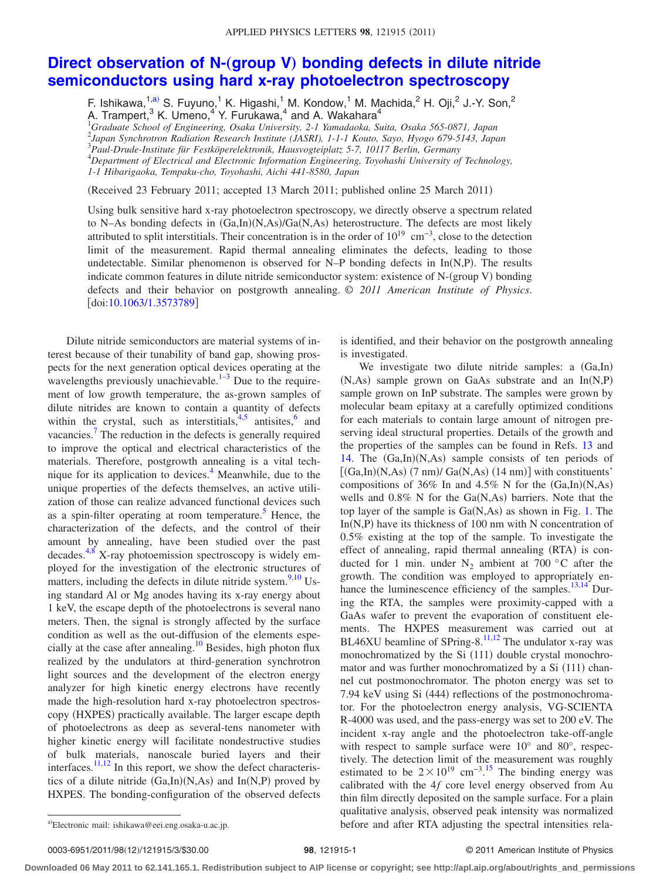# Direct observation of N-(group V) bonding defects in dilute nitride semiconductors using hard x-ray photoelectron spectroscopy

F. Ishikawa,[1,a)] S. Fuyuno,[1] K. Higashi,[1] M. Kondow,[1] M. Machida,[2] H. Oji,[2] J.-Y. Son,[2] A. Trampert,[3] K. Umeno,[4] Y. Furukawa,[4] and A. Wakahara[4]

[1]*Graduate School of Engineering, Osaka University, 2-1 Yamadaoka, Suita, Osaka 565-0871, Japan*
[2]*Japan Synchrotron Radiation Research Institute (JASRI), 1-1-1 Kouto, Sayo, Hyogo 679-5143, Japan*
[3]*Paul-Drude-Institute für Festköperelektronik, Hausvogteiplatz 5-7, 10117 Berlin, Germany*
[4]*Department of Electrical and Electronic Information Engineering, Toyohashi University of Technology, 1-1 Hibarigaoka, Tempaku-cho, Toyohashi, Aichi 441-8580, Japan*

(Received 23 February 2011; accepted 13 March 2011; published online 25 March 2011)

Using bulk sensitive hard x-ray photoelectron spectroscopy, we directly observe a spectrum related to N–As bonding defects in (Ga,In)(N,As)/Ga(N,As) heterostructure. The defects are most likely attributed to split interstitials. Their concentration is in the order of $10^{19}$ $cm^{-3}$, close to the detection limit of the measurement. Rapid thermal annealing eliminates the defects, leading to those undetectable. Similar phenomenon is observed for N–P bonding defects in In(N,P). The results indicate common features in dilute nitride semiconductor system: existence of N-(group V) bonding defects and their behavior on postgrowth annealing. © *2011 American Institute of Physics*. [doi:10.1063/1.3573789]

Dilute nitride semiconductors are material systems of interest because of their tunability of band gap, showing prospects for the next generation optical devices operating at the wavelengths previously unachievable.[1–3] Due to the requirement of low growth temperature, the as-grown samples of dilute nitrides are known to contain a quantity of defects within the crystal, such as interstitials,[4,5] antisites,[6] and vacancies.[7] The reduction in the defects is generally required to improve the optical and electrical characteristics of the materials. Therefore, postgrowth annealing is a vital technique for its application to devices.[4] Meanwhile, due to the unique properties of the defects themselves, an active utilization of those can realize advanced functional devices such as a spin-filter operating at room temperature.[5] Hence, the characterization of the defects, and the control of their amount by annealing, have been studied over the past decades.[4,8] X-ray photoemission spectroscopy is widely employed for the investigation of the electronic structures of matters, including the defects in dilute nitride system.[9,10] Using standard Al or Mg anodes having its x-ray energy about 1 keV, the escape depth of the photoelectrons is several nano meters. Then, the signal is strongly affected by the surface condition as well as the out-diffusion of the elements especially at the case after annealing.[10] Besides, high photon flux realized by the undulators at third-generation synchrotron light sources and the development of the electron energy analyzer for high kinetic energy electrons have recently made the high-resolution hard x-ray photoelectron spectroscopy (HXPES) practically available. The larger escape depth of photoelectrons as deep as several-tens nanometer with higher kinetic energy will facilitate nondestructive studies of bulk materials, nanoscale buried layers and their interfaces.[11,12] In this report, we show the defect characteristics of a dilute nitride (Ga,In)(N,As) and In(N,P) proved by HXPES. The bonding-configuration of the observed defects is identified, and their behavior on the postgrowth annealing is investigated.

We investigate two dilute nitride samples: a (Ga,In)(N,As) sample grown on GaAs substrate and an In(N,P) sample grown on InP substrate. The samples were grown by molecular beam epitaxy at a carefully optimized conditions for each materials to contain large amount of nitrogen preserving ideal structural properties. Details of the growth and the properties of the samples can be found in Refs. 13 and 14. The (Ga,In)(N,As) sample consists of ten periods of [(Ga,In)(N,As) (7 nm)/ Ga(N,As) (14 nm)] with constituents' compositions of 36% In and 4.5% N for the (Ga,In)(N,As) wells and 0.8% N for the Ga(N,As) barriers. Note that the top layer of the sample is Ga(N,As) as shown in Fig. 1. The In(N,P) have its thickness of 100 nm with N concentration of 0.5% existing at the top of the sample. To investigate the effect of annealing, rapid thermal annealing (RTA) is conducted for 1 min. under $N_2$ ambient at 700 °C after the growth. The condition was employed to appropriately enhance the luminescence efficiency of the samples.[13,14] During the RTA, the samples were proximity-capped with a GaAs wafer to prevent the evaporation of constituent elements. The HXPES measurement was carried out at BL46XU beamline of SPring-8.[11,12] The undulator x-ray was monochromatized by the Si (111) double crystal monochromator and was further monochromatized by a Si (111) channel cut postmonochromator. The photon energy was set to 7.94 keV using Si (444) reflections of the postmonochromator. For the photoelectron energy analysis, VG-SCIENTA R-4000 was used, and the pass-energy was set to 200 eV. The incident x-ray angle and the photoelectron take-off-angle with respect to sample surface were 10° and 80°, respectively. The detection limit of the measurement was roughly estimated to be $2\times10^{19}$ $cm^{-3}$.[15] The binding energy was calibrated with the 4*f* core level energy observed from Au thin film directly deposited on the sample surface. For a plain qualitative analysis, observed peak intensity was normalized before and after RTA adjusting the spectral intensities rela-

[a)]Electronic mail: ishikawa@eei.eng.osaka-u.ac.jp.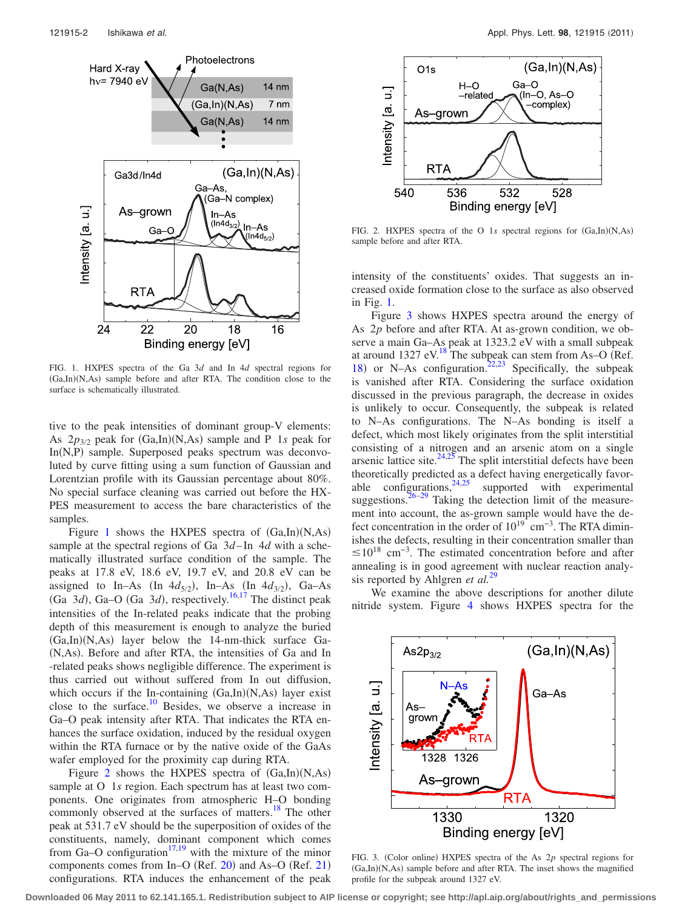FIG. 1. HXPES spectra of the Ga $3d$ and In $4d$ spectral regions for (Ga,In)(N,As) sample before and after RTA. The condition close to the surface is schematically illustrated.

tive to the peak intensities of dominant group-V elements: As $2p_{3/2}$ peak for (Ga,In)(N,As) sample and P $1s$ peak for In(N,P) sample. Superposed peaks spectrum was deconvoluted by curve fitting using a sum function of Gaussian and Lorentzian profile with its Gaussian percentage about 80%. No special surface cleaning was carried out before the HXPES measurement to access the bare characteristics of the samples.

Figure 1 shows the HXPES spectra of (Ga,In)(N,As) sample at the spectral regions of Ga $3d$–In $4d$ with a schematically illustrated surface condition of the sample. The peaks at 17.8 eV, 18.6 eV, 19.7 eV, and 20.8 eV can be assigned to In–As (In $4d_{5/2}$), In–As (In $4d_{3/2}$), Ga–As (Ga $3d$), Ga–O (Ga $3d$), respectively.[16,17] The distinct peak intensities of the In-related peaks indicate that the probing depth of this measurement is enough to analyze the buried (Ga,In)(N,As) layer below the 14-nm-thick surface Ga(N,As). Before and after RTA, the intensities of Ga and In-related peaks shows negligible difference. The experiment is thus carried out without suffered from In out diffusion, which occurs if the In-containing (Ga,In)(N,As) layer exist close to the surface.[10] Besides, we observe a increase in Ga–O peak intensity after RTA. That indicates the RTA enhances the surface oxidation, induced by the residual oxygen within the RTA furnace or by the native oxide of the GaAs wafer employed for the proximity cap during RTA.

Figure 2 shows the HXPES spectra of (Ga,In)(N,As) sample at O $1s$ region. Each spectrum has at least two components. One originates from atmospheric H–O bonding commonly observed at the surfaces of matters.[18] The other peak at 531.7 eV should be the superposition of oxides of the constituents, namely, dominant component which comes from Ga–O configuration[17,19] with the mixture of the minor components comes from In–O (Ref. 20) and As–O (Ref. 21) configurations. RTA induces the enhancement of the peak intensity of the constituents' oxides. That suggests an increased oxide formation close to the surface as also observed in Fig. 1.

FIG. 2. HXPES spectra of the O $1s$ spectral regions for (Ga,In)(N,As) sample before and after RTA.

Figure 3 shows HXPES spectra around the energy of As $2p$ before and after RTA. At as-grown condition, we observe a main Ga–As peak at 1323.2 eV with a small subpeak at around 1327 eV.[18] The subpeak can stem from As–O (Ref. 18) or N–As configuration.[22,23] Specifically, the subpeak is vanished after RTA. Considering the surface oxidation discussed in the previous paragraph, the decrease in oxides is unlikely to occur. Consequently, the subpeak is related to N–As configurations. The N–As bonding is itself a defect, which most likely originates from the split interstitial consisting of a nitrogen and an arsenic atom on a single arsenic lattice site.[24,25] The split interstitial defects have been theoretically predicted as a defect having energetically favorable configurations,[24,25] supported with experimental suggestions.[26–29] Taking the detection limit of the measurement into account, the as-grown sample would have the defect concentration in the order of $10^{19}$ $\mathrm{cm}^{-3}$. The RTA diminishes the defects, resulting in their concentration smaller than $\leq 10^{18}$ $\mathrm{cm}^{-3}$. The estimated concentration before and after annealing is in good agreement with nuclear reaction analysis reported by Ahlgren *et al.*[29]

We examine the above descriptions for another dilute nitride system. Figure 4 shows HXPES spectra for the

FIG. 3. (Color online) HXPES spectra of the As $2p$ spectral regions for (Ga,In)(N,As) sample before and after RTA. The inset shows the magnified profile for the subpeak around 1327 eV.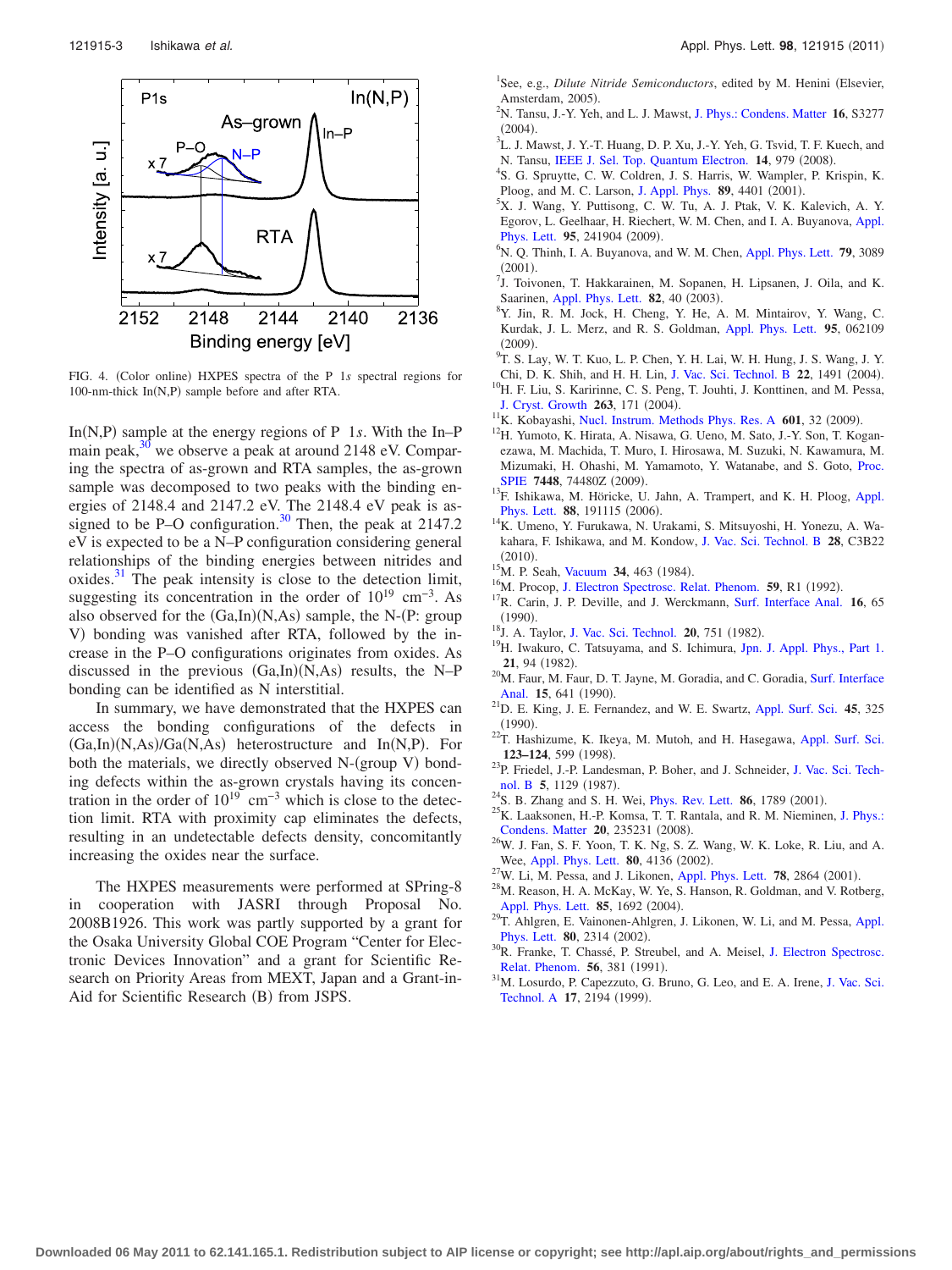P1s

In(N,P)

As–grown

In–P

P–O

N–P

x 7

RTA

x 7

Intensity [a. u.]

2152 2148 2144 2140 2136

Binding energy [eV]

FIG. 4. (Color online) HXPES spectra of the P 1*s* spectral regions for 100-nm-thick In(N,P) sample before and after RTA.

In(N,P) sample at the energy regions of P 1*s*. With the In–P main peak,[30] we observe a peak at around 2148 eV. Comparing the spectra of as-grown and RTA samples, the as-grown sample was decomposed to two peaks with the binding energies of 2148.4 and 2147.2 eV. The 2148.4 eV peak is assigned to be P–O configuration.[30] Then, the peak at 2147.2 eV is expected to be a N–P configuration considering general relationships of the binding energies between nitrides and oxides.[31] The peak intensity is close to the detection limit, suggesting its concentration in the order of $10^{19}$ cm$^{-3}$. As also observed for the (Ga,In)(N,As) sample, the N-(P: group V) bonding was vanished after RTA, followed by the increase in the P–O configurations originates from oxides. As discussed in the previous (Ga,In)(N,As) results, the N–P bonding can be identified as N interstitial.

In summary, we have demonstrated that the HXPES can access the bonding configurations of the defects in (Ga,In)(N,As)/Ga(N,As) heterostructure and In(N,P). For both the materials, we directly observed N-(group V) bonding defects within the as-grown crystals having its concentration in the order of $10^{19}$ cm$^{-3}$ which is close to the detection limit. RTA with proximity cap eliminates the defects, resulting in an undetectable defects density, concomitantly increasing the oxides near the surface.

The HXPES measurements were performed at SPring-8 in cooperation with JASRI through Proposal No. 2008B1926. This work was partly supported by a grant for the Osaka University Global COE Program "Center for Electronic Devices Innovation" and a grant for Scientific Research on Priority Areas from MEXT, Japan and a Grant-in-Aid for Scientific Research (B) from JSPS.

[1] See, e.g., *Dilute Nitride Semiconductors*, edited by M. Henini (Elsevier, Amsterdam, 2005).
[2] N. Tansu, J.-Y. Yeh, and L. J. Mawst, J. Phys.: Condens. Matter **16**, S3277 (2004).
[3] L. J. Mawst, J. Y.-T. Huang, D. P. Xu, J.-Y. Yeh, G. Tsvid, T. F. Kuech, and N. Tansu, IEEE J. Sel. Top. Quantum Electron. **14**, 979 (2008).
[4] S. G. Spruytte, C. W. Coldren, J. S. Harris, W. Wampler, P. Krispin, K. Ploog, and M. C. Larson, J. Appl. Phys. **89**, 4401 (2001).
[5] X. J. Wang, Y. Puttisong, C. W. Tu, A. J. Ptak, V. K. Kalevich, A. Y. Egorov, L. Geelhaar, H. Riechert, W. M. Chen, and I. A. Buyanova, Appl. Phys. Lett. **95**, 241904 (2009).
[6] N. Q. Thinh, I. A. Buyanova, and W. M. Chen, Appl. Phys. Lett. **79**, 3089 (2001).
[7] J. Toivonen, T. Hakkarainen, M. Sopanen, H. Lipsanen, J. Oila, and K. Saarinen, Appl. Phys. Lett. **82**, 40 (2003).
[8] Y. Jin, R. M. Jock, H. Cheng, Y. He, A. M. Mintairov, Y. Wang, C. Kurdak, J. L. Merz, and R. S. Goldman, Appl. Phys. Lett. **95**, 062109 (2009).
[9] T. S. Lay, W. T. Kuo, L. P. Chen, Y. H. Lai, W. H. Hung, J. S. Wang, J. Y. Chi, D. K. Shih, and H. H. Lin, J. Vac. Sci. Technol. B **22**, 1491 (2004).
[10] H. F. Liu, S. Karirinne, C. S. Peng, T. Jouhti, J. Konttinen, and M. Pessa, J. Cryst. Growth **263**, 171 (2004).
[11] K. Kobayashi, Nucl. Instrum. Methods Phys. Res. A **601**, 32 (2009).
[12] H. Yumoto, K. Hirata, A. Nisawa, G. Ueno, M. Sato, J.-Y. Son, T. Koganezawa, M. Machida, T. Muro, I. Hirosawa, M. Suzuki, N. Kawamura, M. Mizumaki, H. Ohashi, M. Yamamoto, Y. Watanabe, and S. Goto, Proc. SPIE **7448**, 74480Z (2009).
[13] F. Ishikawa, M. Höricke, U. Jahn, A. Trampert, and K. H. Ploog, Appl. Phys. Lett. **88**, 191115 (2006).
[14] K. Umeno, Y. Furukawa, N. Urakami, S. Mitsuyoshi, H. Yonezu, A. Wakahara, F. Ishikawa, and M. Kondow, J. Vac. Sci. Technol. B **28**, C3B22 (2010).
[15] M. P. Seah, Vacuum **34**, 463 (1984).
[16] M. Procop, J. Electron Spectrosc. Relat. Phenom. **59**, R1 (1992).
[17] R. Carin, J. P. Deville, and J. Werckmann, Surf. Interface Anal. **16**, 65 (1990).
[18] J. A. Taylor, J. Vac. Sci. Technol. **20**, 751 (1982).
[19] H. Iwakuro, C. Tatsuyama, and S. Ichimura, Jpn. J. Appl. Phys., Part 1. **21**, 94 (1982).
[20] M. Faur, M. Faur, D. T. Jayne, M. Goradia, and C. Goradia, Surf. Interface Anal. **15**, 641 (1990).
[21] D. E. King, J. E. Fernandez, and W. E. Swartz, Appl. Surf. Sci. **45**, 325 (1990).
[22] T. Hashizume, K. Ikeya, M. Mutoh, and H. Hasegawa, Appl. Surf. Sci. **123–124**, 599 (1998).
[23] P. Friedel, J.-P. Landesman, P. Boher, and J. Schneider, J. Vac. Sci. Technol. B **5**, 1129 (1987).
[24] S. B. Zhang and S. H. Wei, Phys. Rev. Lett. **86**, 1789 (2001).
[25] K. Laaksonen, H.-P. Komsa, T. T. Rantala, and R. M. Nieminen, J. Phys.: Condens. Matter **20**, 235231 (2008).
[26] W. J. Fan, S. F. Yoon, T. K. Ng, S. Z. Wang, W. K. Loke, R. Liu, and A. Wee, Appl. Phys. Lett. **80**, 4136 (2002).
[27] W. Li, M. Pessa, and J. Likonen, Appl. Phys. Lett. **78**, 2864 (2001).
[28] M. Reason, H. A. McKay, W. Ye, S. Hanson, R. Goldman, and V. Rotberg, Appl. Phys. Lett. **85**, 1692 (2004).
[29] T. Ahlgren, E. Vainonen-Ahlgren, J. Likonen, W. Li, and M. Pessa, Appl. Phys. Lett. **80**, 2314 (2002).
[30] R. Franke, T. Chassé, P. Streubel, and A. Meisel, J. Electron Spectrosc. Relat. Phenom. **56**, 381 (1991).
[31] M. Losurdo, P. Capezzuto, G. Bruno, G. Leo, and E. A. Irene, J. Vac. Sci. Technol. A **17**, 2194 (1999).